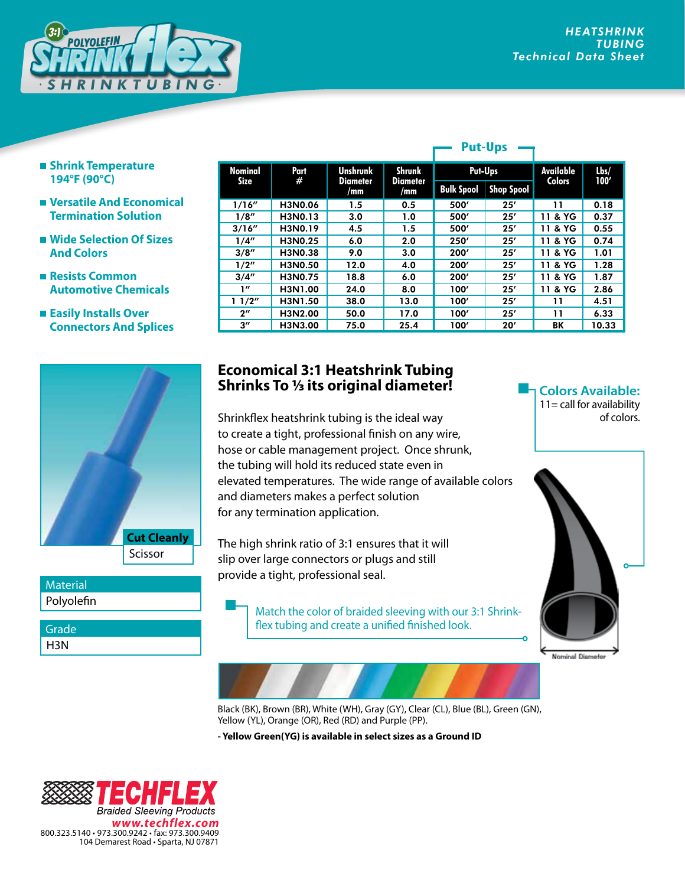# 3:1 POLYOLEFIN SHRINKflex SHRINKTUBING

**HEATSHRINK TUBING**
**Technical Data Sheet**

- **Shrink Temperature 194°F (90°C)**
- **Versatile And Economical Termination Solution**
- **Wide Selection Of Sizes And Colors**
- **Resists Common Automotive Chemicals**
- **Easily Installs Over Connectors And Splices**

| Nominal Size | Part # | Unshrunk Diameter /mm | Shrunk Diameter /mm | Put-Ups | | Available Colors | Lbs/ 100' |
|---|---|---|---|---|---|---|---|
| | | | | Bulk Spool | Shop Spool | | |
| 1/16" | H3N0.06 | 1.5 | 0.5 | 500' | 25' | 11 | 0.18 |
| 1/8" | H3N0.13 | 3.0 | 1.0 | 500' | 25' | 11 & YG | 0.37 |
| 3/16" | H3N0.19 | 4.5 | 1.5 | 500' | 25' | 11 & YG | 0.55 |
| 1/4" | H3N0.25 | 6.0 | 2.0 | 250' | 25' | 11 & YG | 0.74 |
| 3/8" | H3N0.38 | 9.0 | 3.0 | 200' | 25' | 11 & YG | 1.01 |
| 1/2" | H3N0.50 | 12.0 | 4.0 | 200' | 25' | 11 & YG | 1.28 |
| 3/4" | H3N0.75 | 18.8 | 6.0 | 200' | 25' | 11 & YG | 1.87 |
| 1" | H3N1.00 | 24.0 | 8.0 | 100' | 25' | 11 & YG | 2.86 |
| 1 1/2" | H3N1.50 | 38.0 | 13.0 | 100' | 25' | 11 | 4.51 |
| 2" | H3N2.00 | 50.0 | 17.0 | 100' | 25' | 11 | 6.33 |
| 3" | H3N3.00 | 75.0 | 25.4 | 100' | 20' | BK | 10.33 |

## Economical 3:1 Heatshrink Tubing Shrinks To ⅓ its original diameter!

Shrinkflex heatshrink tubing is the ideal way to create a tight, professional finish on any wire, hose or cable management project. Once shrunk, the tubing will hold its reduced state even in elevated temperatures. The wide range of available colors and diameters makes a perfect solution for any termination application.

The high shrink ratio of 3:1 ensures that it will slip over large connectors or plugs and still provide a tight, professional seal.

Match the color of braided sleeving with our 3:1 Shrinkflex tubing and create a unified finished look.

**Colors Available:**
11= call for availability of colors.

Nominal Diameter

| Cut Cleanly |
|---|
| Scissor |

| Material |
|---|
| Polyolefin |

| Grade |
|---|
| H3N |

Black (BK), Brown (BR), White (WH), Gray (GY), Clear (CL), Blue (BL), Green (GN), Yellow (YL), Orange (OR), Red (RD) and Purple (PP).

**- Yellow Green(YG) is available in select sizes as a Ground ID**

**TECHFLEX**
Braided Sleeving Products
www.techflex.com
800.323.5140 • 973.300.9242 • fax: 973.300.9409
104 Demarest Road • Sparta, NJ 07871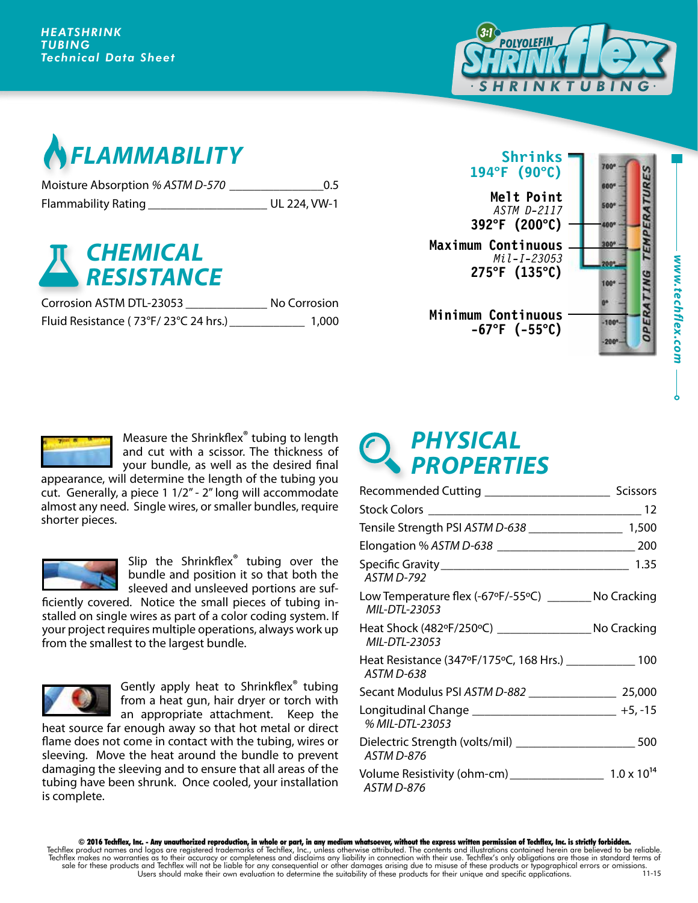HEATSHRINK
TUBING
Technical Data Sheet

3:1 POLYOLEFIN SHRINKflex®
· SHRINKTUBING ·

## FLAMMABILITY

| | |
|---|---|
| Moisture Absorption % *ASTM D-570* | 0.5 |
| Flammability Rating | UL 224, VW-1 |

## CHEMICAL RESISTANCE

| | |
|---|---|
| Corrosion ASTM DTL-23053 | No Corrosion |
| Fluid Resistance ( 73°F/ 23°C 24 hrs.) | 1,000 |

**Shrinks**
**194°F (90°C)**

**Melt Point**
*ASTM D-2117*
**392°F (200°C)**

**Maximum Continuous**
*Mil-I-23053*
**275°F (135°C)**

**Minimum Continuous**
**-67°F (-55°C)**

700°
600°
500°
400°
300°
200°
100°
0°
-100°
-200°

OPERATING TEMPERATURES

www.techflex.com

Measure the Shrinkflex® tubing to length and cut with a scissor. The thickness of your bundle, as well as the desired final appearance, will determine the length of the tubing you cut. Generally, a piece 1 1/2" - 2" long will accommodate almost any need. Single wires, or smaller bundles, require shorter pieces.

Slip the Shrinkflex® tubing over the bundle and position it so that both the sleeved and unsleeved portions are sufficiently covered. Notice the small pieces of tubing installed on single wires as part of a color coding system. If your project requires multiple operations, always work up from the smallest to the largest bundle.

Gently apply heat to Shrinkflex® tubing from a heat gun, hair dryer or torch with an appropriate attachment. Keep the heat source far enough away so that hot metal or direct flame does not come in contact with the tubing, wires or sleeving. Move the heat around the bundle to prevent damaging the sleeving and to ensure that all areas of the tubing have been shrunk. Once cooled, your installation is complete.

## PHYSICAL PROPERTIES

| | |
|---|---|
| Recommended Cutting | Scissors |
| Stock Colors | 12 |
| Tensile Strength PSI *ASTM D-638* | 1,500 |
| Elongation % *ASTM D-638* | 200 |
| Specific Gravity *ASTM D-792* | 1.35 |
| Low Temperature flex (-67ºF/-55ºC) *MIL-DTL-23053* | No Cracking |
| Heat Shock (482ºF/250ºC) *MIL-DTL-23053* | No Cracking |
| Heat Resistance (347ºF/175ºC, 168 Hrs.) *ASTM D-638* | 100 |
| Secant Modulus PSI *ASTM D-882* | 25,000 |
| Longitudinal Change *% MIL-DTL-23053* | +5, -15 |
| Dielectric Strength (volts/mil) *ASTM D-876* | 500 |
| Volume Resistivity (ohm-cm) *ASTM D-876* | $1.0 \times 10^{14}$ |

**© 2016 Techflex, Inc. - Any unauthorized reproduction, in whole or part, in any medium whatsoever, without the express written permission of Techflex, Inc. is strictly forbidden.**
Techflex product names and logos are registered trademarks of Techflex, Inc., unless otherwise attributed. The contents and illustrations contained herein are believed to be reliable. Techflex makes no warranties as to their accuracy or completeness and disclaims any liability in connection with their use. Techflex's only obligations are those in standard terms of sale for these products and Techflex will not be liable for any consequential or other damages arising due to misuse of these products or typographical errors or omissions. Users should make their own evaluation to determine the suitability of these products for their unique and specific applications.

11-15